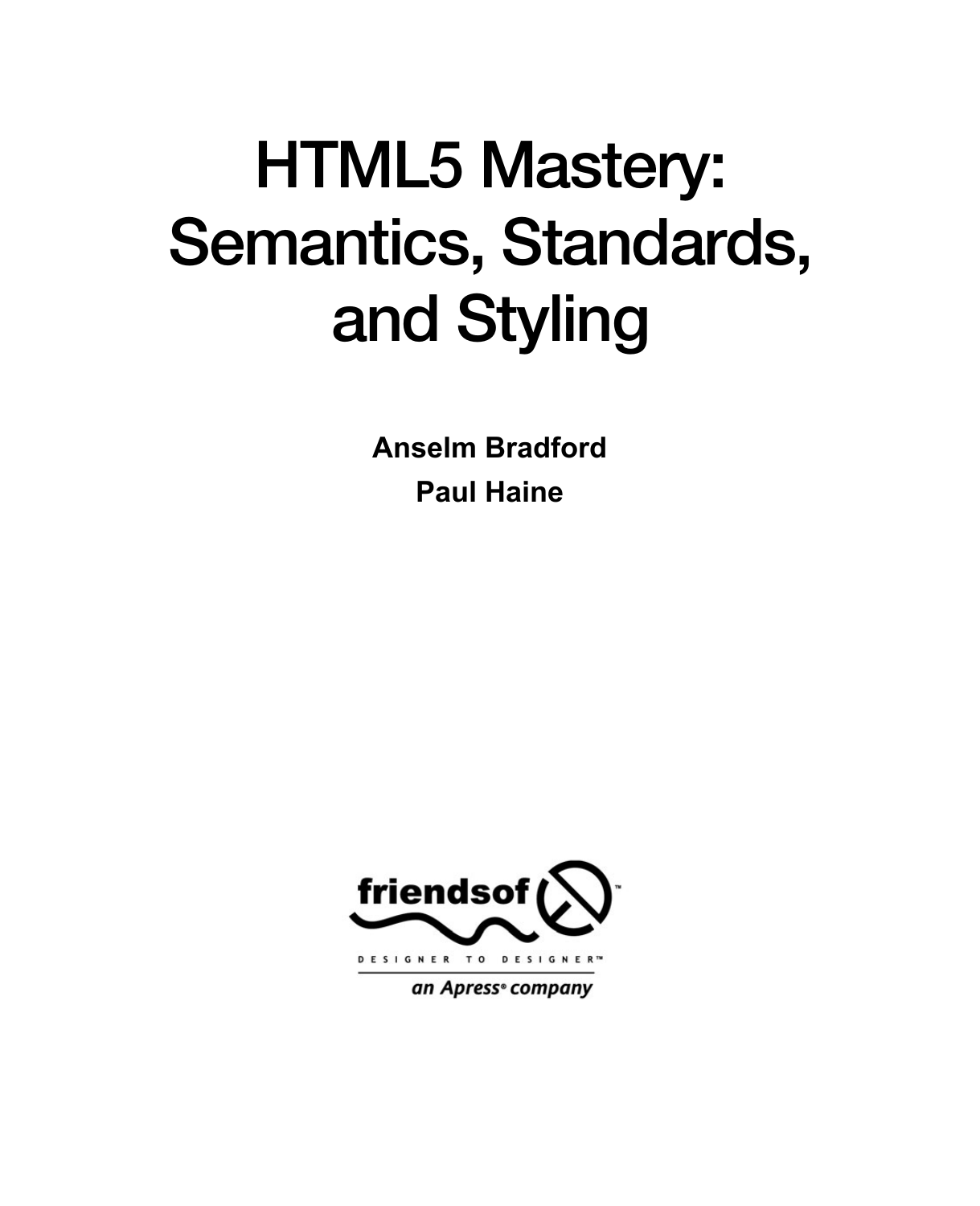# HTML5 Mastery: Semantics, Standards, and Styling

**Anselm Bradford**

**Paul Haine**

friendsof™

DESIGNER TO DESIGNER™

*an Apress® company*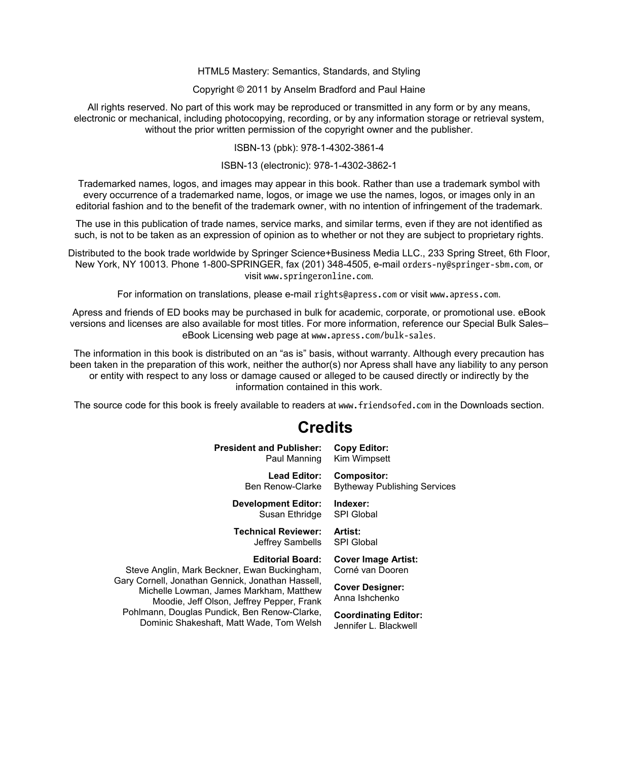HTML5 Mastery: Semantics, Standards, and Styling

Copyright © 2011 by Anselm Bradford and Paul Haine

All rights reserved. No part of this work may be reproduced or transmitted in any form or by any means, electronic or mechanical, including photocopying, recording, or by any information storage or retrieval system, without the prior written permission of the copyright owner and the publisher.

ISBN-13 (pbk): 978-1-4302-3861-4

ISBN-13 (electronic): 978-1-4302-3862-1

Trademarked names, logos, and images may appear in this book. Rather than use a trademark symbol with every occurrence of a trademarked name, logos, or image we use the names, logos, or images only in an editorial fashion and to the benefit of the trademark owner, with no intention of infringement of the trademark.

The use in this publication of trade names, service marks, and similar terms, even if they are not identified as such, is not to be taken as an expression of opinion as to whether or not they are subject to proprietary rights.

Distributed to the book trade worldwide by Springer Science+Business Media LLC., 233 Spring Street, 6th Floor, New York, NY 10013. Phone 1-800-SPRINGER, fax (201) 348-4505, e-mail orders-ny@springer-sbm.com, or visit www.springeronline.com.

For information on translations, please e-mail rights@apress.com or visit www.apress.com.

Apress and friends of ED books may be purchased in bulk for academic, corporate, or promotional use. eBook versions and licenses are also available for most titles. For more information, reference our Special Bulk Sales–eBook Licensing web page at www.apress.com/bulk-sales.

The information in this book is distributed on an "as is" basis, without warranty. Although every precaution has been taken in the preparation of this work, neither the author(s) nor Apress shall have any liability to any person or entity with respect to any loss or damage caused or alleged to be caused directly or indirectly by the information contained in this work.

The source code for this book is freely available to readers at www.friendsofed.com in the Downloads section.

# Credits

**President and Publisher:**
Paul Manning

**Lead Editor:**
Ben Renow-Clarke

**Development Editor:**
Susan Ethridge

**Technical Reviewer:**
Jeffrey Sambells

**Editorial Board:**
Steve Anglin, Mark Beckner, Ewan Buckingham, Gary Cornell, Jonathan Gennick, Jonathan Hassell, Michelle Lowman, James Markham, Matthew Moodie, Jeff Olson, Jeffrey Pepper, Frank Pohlmann, Douglas Pundick, Ben Renow-Clarke, Dominic Shakeshaft, Matt Wade, Tom Welsh

**Copy Editor:**
Kim Wimpsett

**Compositor:**
Bytheway Publishing Services

**Indexer:**
SPI Global

**Artist:**
SPI Global

**Cover Image Artist:**
Corné van Dooren

**Cover Designer:**
Anna Ishchenko

**Coordinating Editor:**
Jennifer L. Blackwell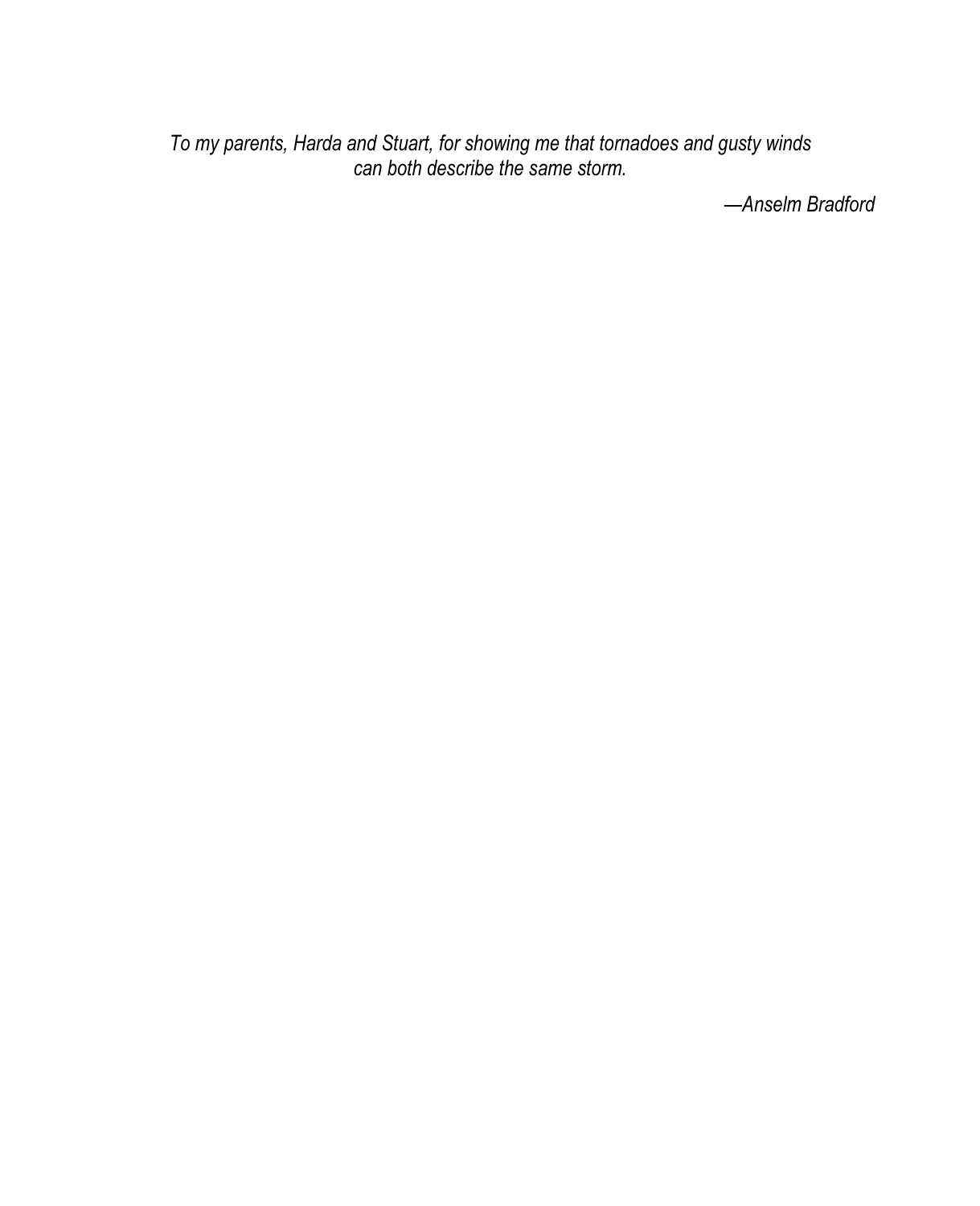*To my parents, Harda and Stuart, for showing me that tornadoes and gusty winds can both describe the same storm.*

*—Anselm Bradford*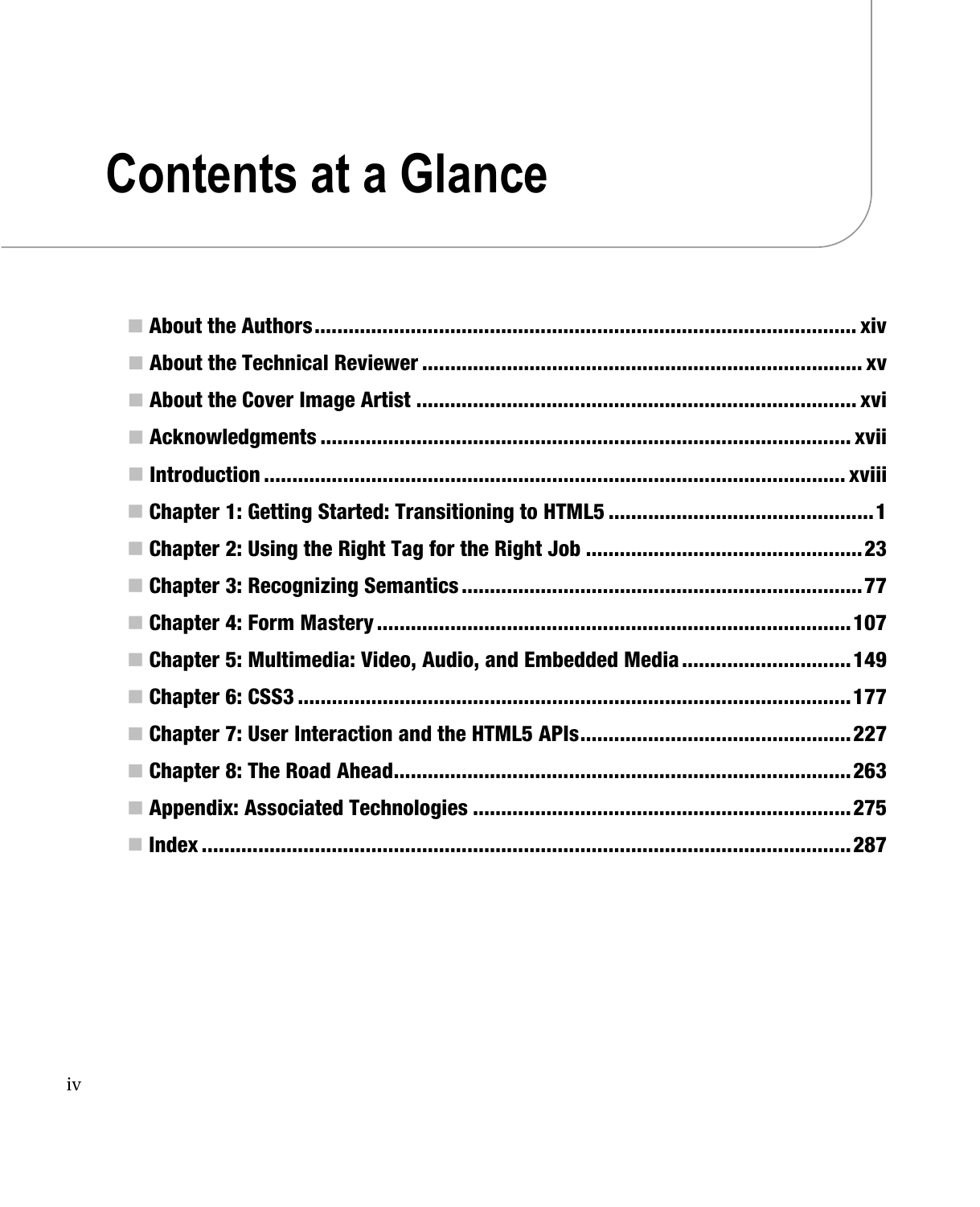# Contents at a Glance

- **About the Authors** ................................................................................ xiv
- **About the Technical Reviewer** ................................................................ xv
- **About the Cover Image Artist** ................................................................ xvi
- **Acknowledgments** ................................................................................ xvii
- **Introduction** ...................................................................................... xviii
- **Chapter 1: Getting Started: Transitioning to HTML5** ...................................... 1
- **Chapter 2: Using the Right Tag for the Right Job** ......................................... 23
- **Chapter 3: Recognizing Semantics** ............................................................ 77
- **Chapter 4: Form Mastery** ........................................................................ 107
- **Chapter 5: Multimedia: Video, Audio, and Embedded Media** .......................... 149
- **Chapter 6: CSS3** .................................................................................. 177
- **Chapter 7: User Interaction and the HTML5 APIs** ......................................... 227
- **Chapter 8: The Road Ahead** .................................................................... 263
- **Appendix: Associated Technologies** ......................................................... 275
- **Index** ................................................................................................ 287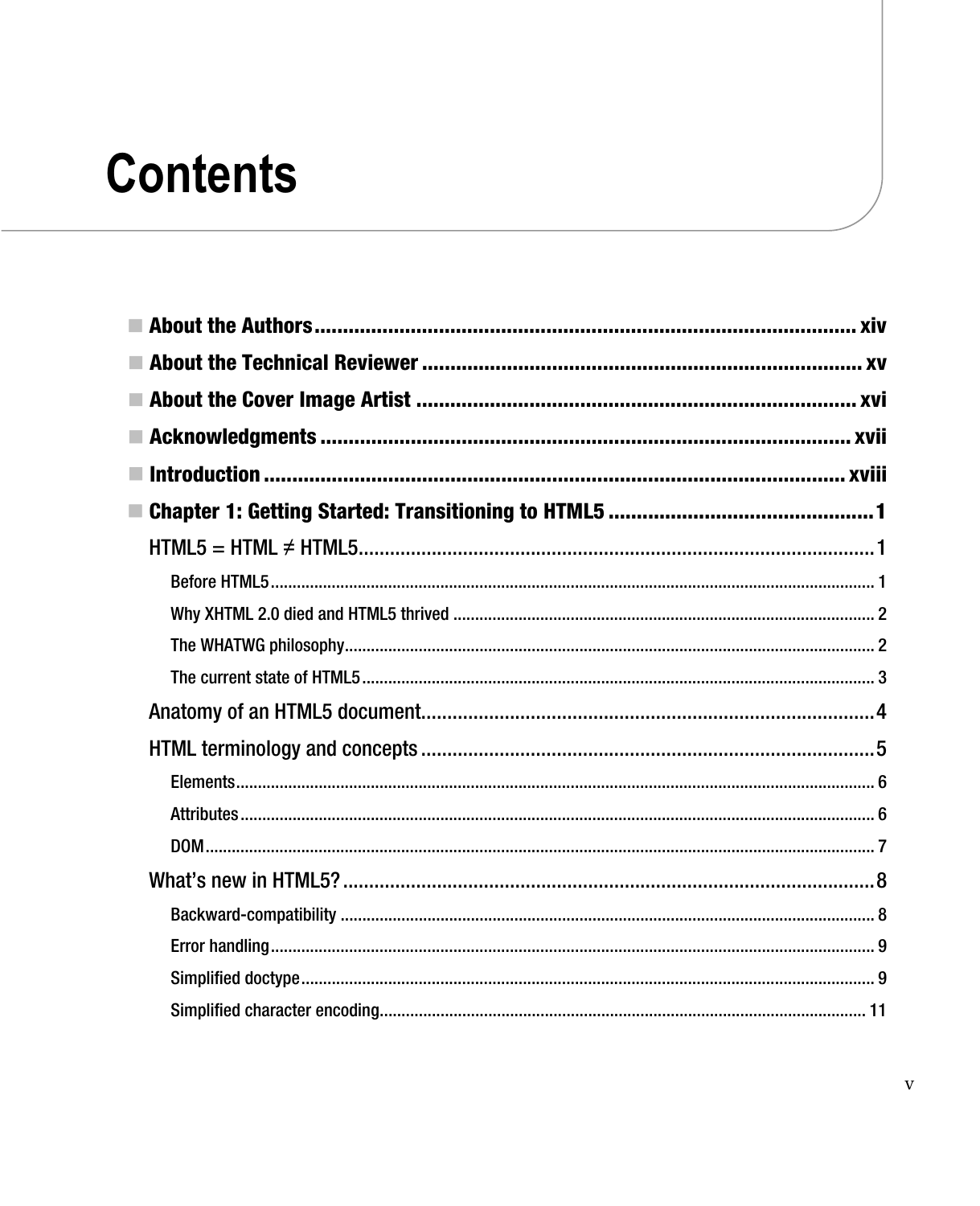# Contents

- **About the Authors** ........................................ xiv
- **About the Technical Reviewer** ........................................ xv
- **About the Cover Image Artist** ........................................ xvi
- **Acknowledgments** ........................................ xvii
- **Introduction** ........................................ xviii
- **Chapter 1: Getting Started: Transitioning to HTML5** ........................................ 1
  - HTML5 = HTML ≠ HTML5........................................ 1
    - Before HTML5........................................ 1
    - Why XHTML 2.0 died and HTML5 thrived ........................................ 2
    - The WHATWG philosophy........................................ 2
    - The current state of HTML5........................................ 3
  - Anatomy of an HTML5 document........................................ 4
  - HTML terminology and concepts ........................................ 5
    - Elements........................................ 6
    - Attributes........................................ 6
    - DOM........................................ 7
  - What's new in HTML5?........................................ 8
    - Backward-compatibility ........................................ 8
    - Error handling........................................ 9
    - Simplified doctype........................................ 9
    - Simplified character encoding........................................ 11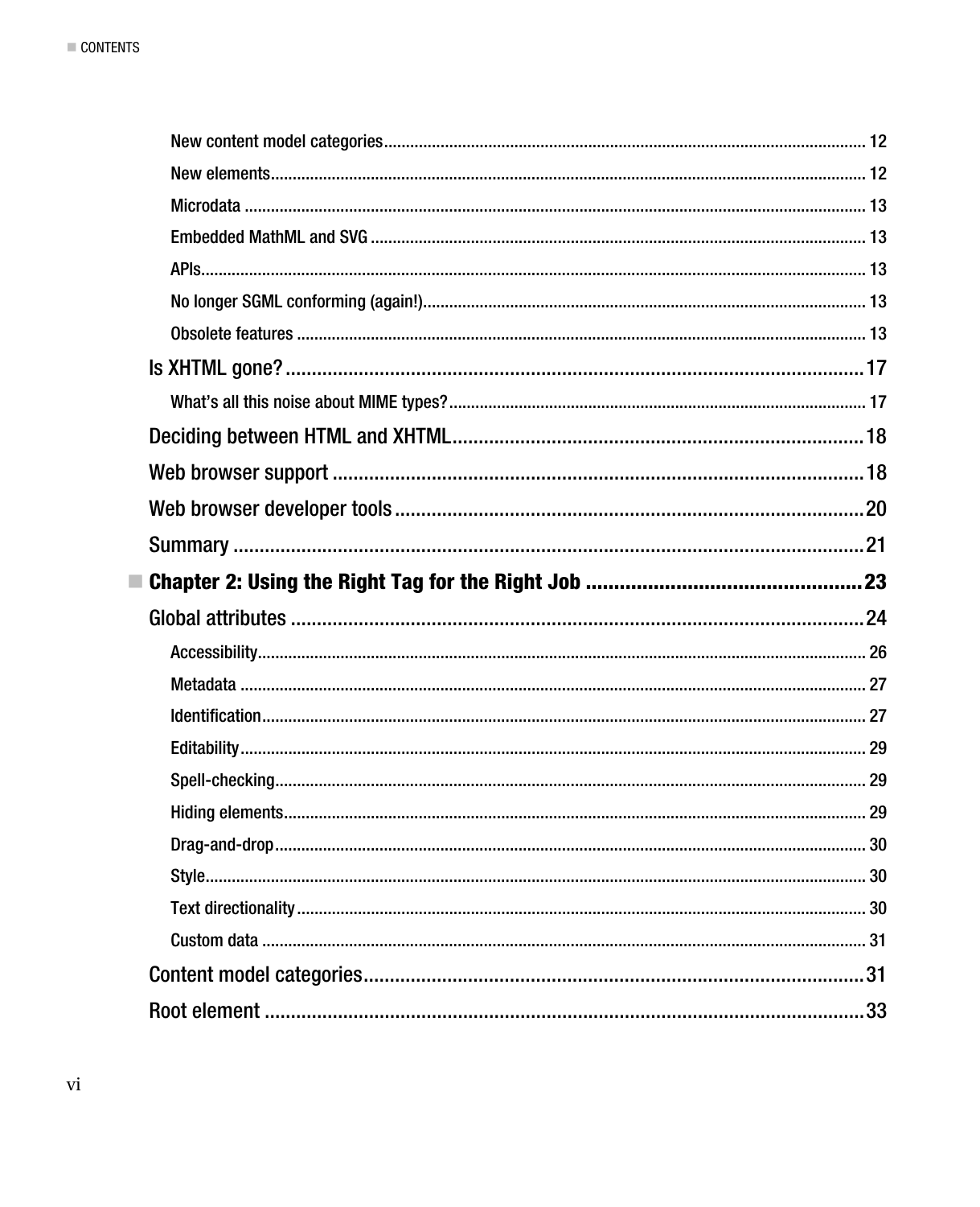- New content model categories ........ 12
- New elements ........ 12
- Microdata ........ 13
- Embedded MathML and SVG ........ 13
- APIs ........ 13
- No longer SGML conforming (again!) ........ 13
- Obsolete features ........ 13

Is XHTML gone? ........ 17

- What's all this noise about MIME types? ........ 17

Deciding between HTML and XHTML ........ 18

Web browser support ........ 18

Web browser developer tools ........ 20

Summary ........ 21

**Chapter 2: Using the Right Tag for the Right Job ........ 23**

Global attributes ........ 24

- Accessibility ........ 26
- Metadata ........ 27
- Identification ........ 27
- Editability ........ 29
- Spell-checking ........ 29
- Hiding elements ........ 29
- Drag-and-drop ........ 30
- Style ........ 30
- Text directionality ........ 30
- Custom data ........ 31

Content model categories ........ 31

Root element ........ 33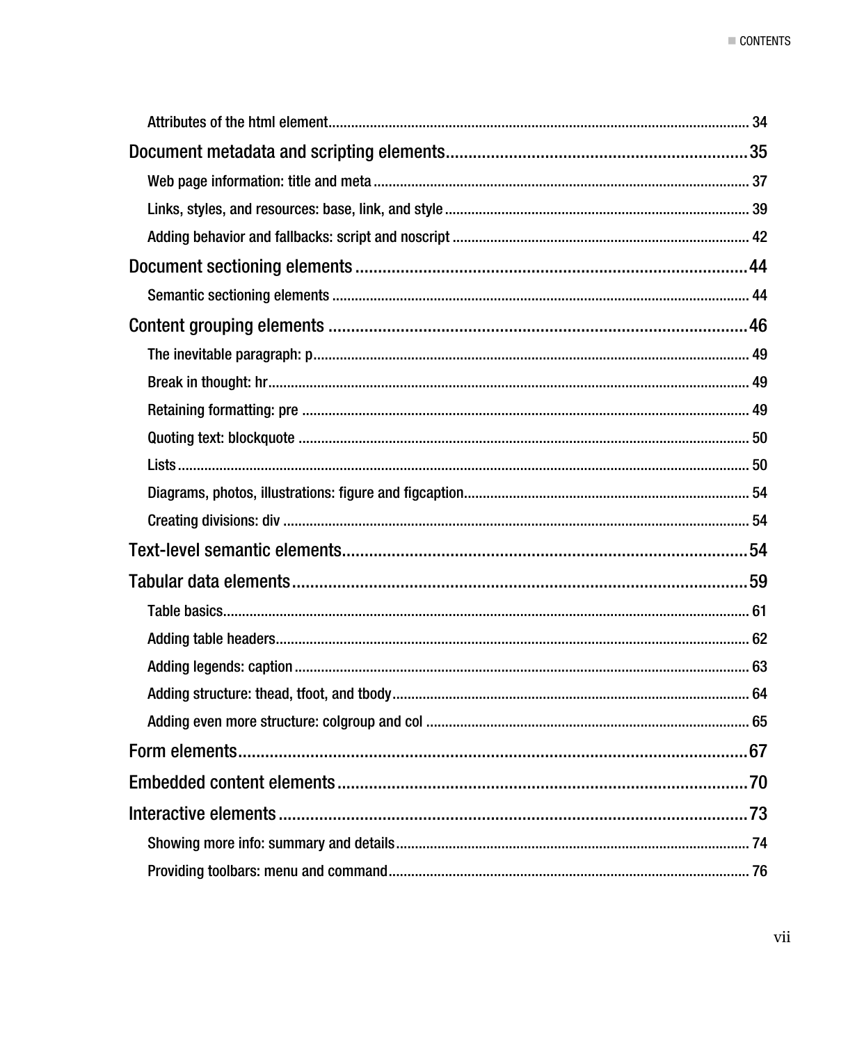- Attributes of the html element ........ 34

**Document metadata and scripting elements ........ 35**

- Web page information: title and meta ........ 37
- Links, styles, and resources: base, link, and style ........ 39
- Adding behavior and fallbacks: script and noscript ........ 42

**Document sectioning elements ........ 44**

- Semantic sectioning elements ........ 44

**Content grouping elements ........ 46**

- The inevitable paragraph: p ........ 49
- Break in thought: hr ........ 49
- Retaining formatting: pre ........ 49
- Quoting text: blockquote ........ 50
- Lists ........ 50
- Diagrams, photos, illustrations: figure and figcaption ........ 54
- Creating divisions: div ........ 54

**Text-level semantic elements ........ 54**

**Tabular data elements ........ 59**

- Table basics ........ 61
- Adding table headers ........ 62
- Adding legends: caption ........ 63
- Adding structure: thead, tfoot, and tbody ........ 64
- Adding even more structure: colgroup and col ........ 65

**Form elements ........ 67**

**Embedded content elements ........ 70**

**Interactive elements ........ 73**

- Showing more info: summary and details ........ 74
- Providing toolbars: menu and command ........ 76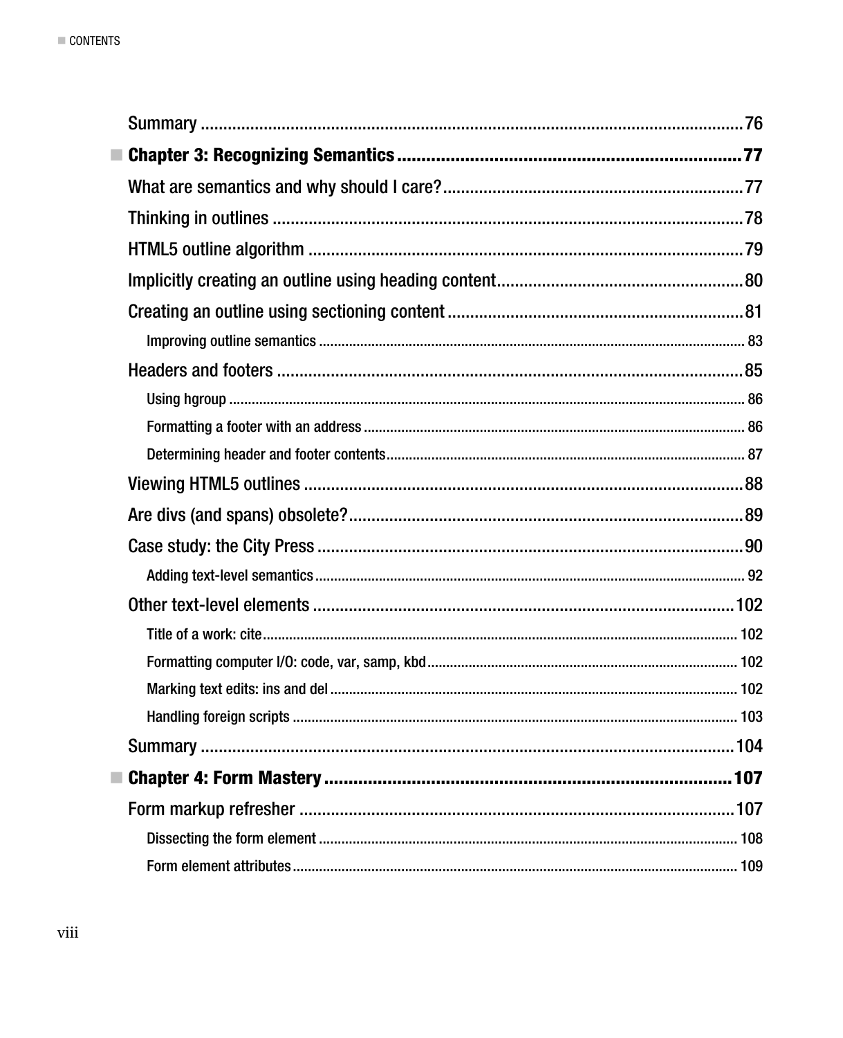Summary ..........76

**Chapter 3: Recognizing Semantics ..........77**

What are semantics and why should I care? ..........77

Thinking in outlines ..........78

HTML5 outline algorithm ..........79

Implicitly creating an outline using heading content ..........80

Creating an outline using sectioning content ..........81

- Improving outline semantics ..........83

Headers and footers ..........85

- Using hgroup ..........86
- Formatting a footer with an address ..........86
- Determining header and footer contents ..........87

Viewing HTML5 outlines ..........88

Are divs (and spans) obsolete? ..........89

Case study: the City Press ..........90

- Adding text-level semantics ..........92

Other text-level elements ..........102

- Title of a work: cite ..........102
- Formatting computer I/O: code, var, samp, kbd ..........102
- Marking text edits: ins and del ..........102
- Handling foreign scripts ..........103

Summary ..........104

**Chapter 4: Form Mastery ..........107**

Form markup refresher ..........107

- Dissecting the form element ..........108
- Form element attributes ..........109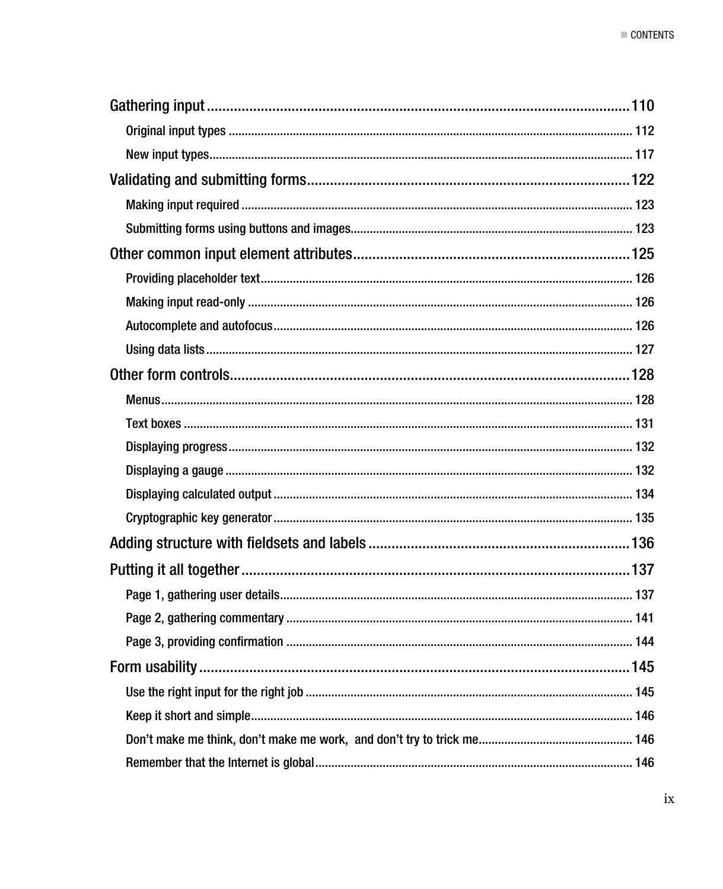Gathering input ............................................................................................................110

- Original input types ............................................................................................................ 112
- New input types.................................................................................................................... 117

Validating and submitting forms...................................................................................122

- Making input required ........................................................................................................ 123
- Submitting forms using buttons and images...................................................................... 123

Other common input element attributes.......................................................................125

- Providing placeholder text.................................................................................................. 126
- Making input read-only ...................................................................................................... 126
- Autocomplete and autofocus.............................................................................................. 126
- Using data lists.................................................................................................................... 127

Other form controls.......................................................................................................128

- Menus.................................................................................................................................. 128
- Text boxes ........................................................................................................................... 131
- Displaying progress............................................................................................................ 132
- Displaying a gauge ............................................................................................................. 132
- Displaying calculated output .............................................................................................. 134
- Cryptographic key generator.............................................................................................. 135

Adding structure with fieldsets and labels ...................................................................136

Putting it all together.....................................................................................................137

- Page 1, gathering user details............................................................................................ 137
- Page 2, gathering commentary .......................................................................................... 141
- Page 3, providing confirmation .......................................................................................... 144

Form usability ...............................................................................................................145

- Use the right input for the right job .................................................................................... 145
- Keep it short and simple..................................................................................................... 146
- Don't make me think, don't make me work, and don't try to trick me............................................... 146
- Remember that the Internet is global................................................................................. 146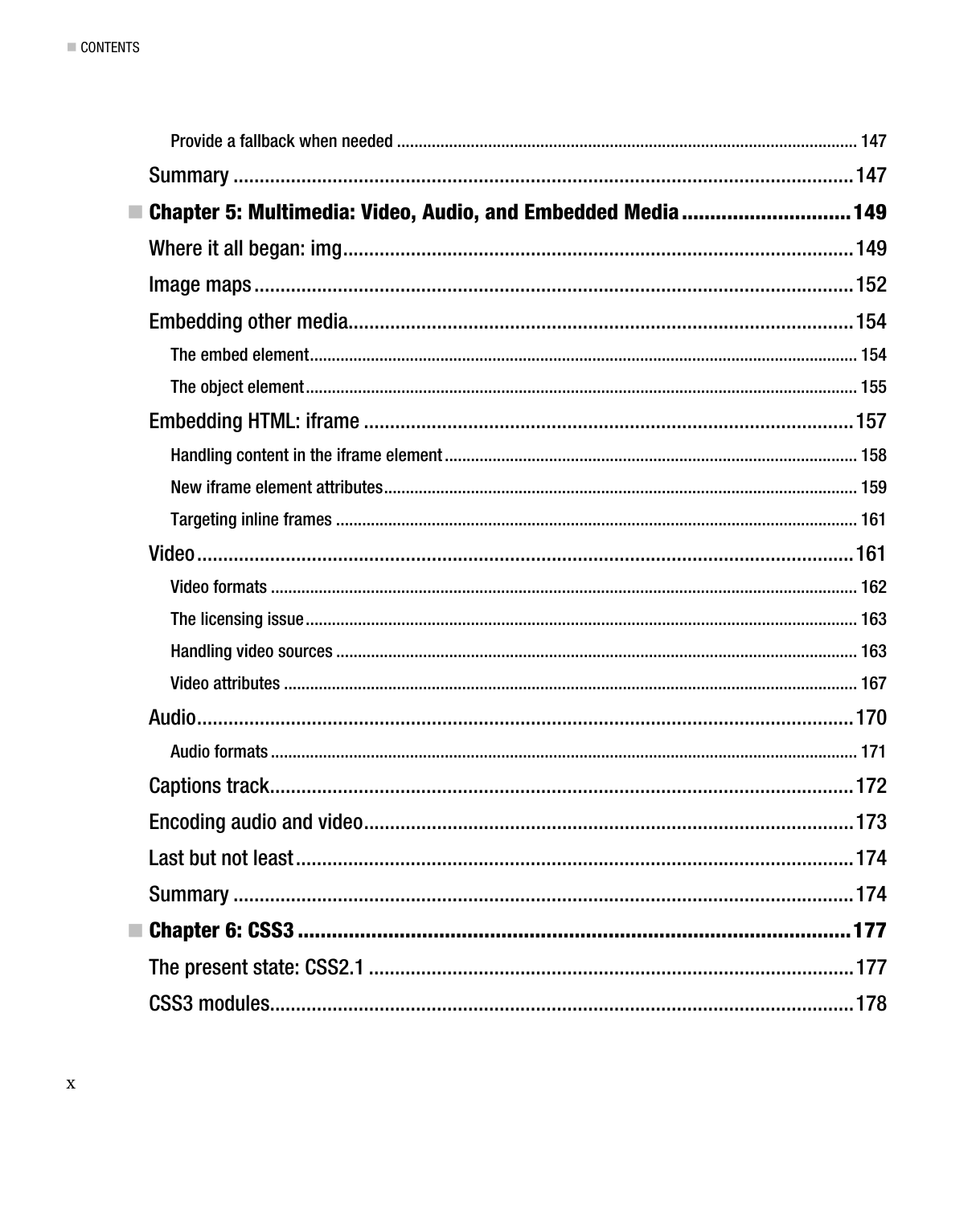- Provide a fallback when needed ... 147

Summary ... 147

**Chapter 5: Multimedia: Video, Audio, and Embedded Media ... 149**

Where it all began: img ... 149

Image maps ... 152

Embedding other media ... 154

- The embed element ... 154
- The object element ... 155

Embedding HTML: iframe ... 157

- Handling content in the iframe element ... 158
- New iframe element attributes ... 159
- Targeting inline frames ... 161

Video ... 161

- Video formats ... 162
- The licensing issue ... 163
- Handling video sources ... 163
- Video attributes ... 167

Audio ... 170

- Audio formats ... 171

Captions track ... 172

Encoding audio and video ... 173

Last but not least ... 174

Summary ... 174

**Chapter 6: CSS3 ... 177**

The present state: CSS2.1 ... 177

CSS3 modules ... 178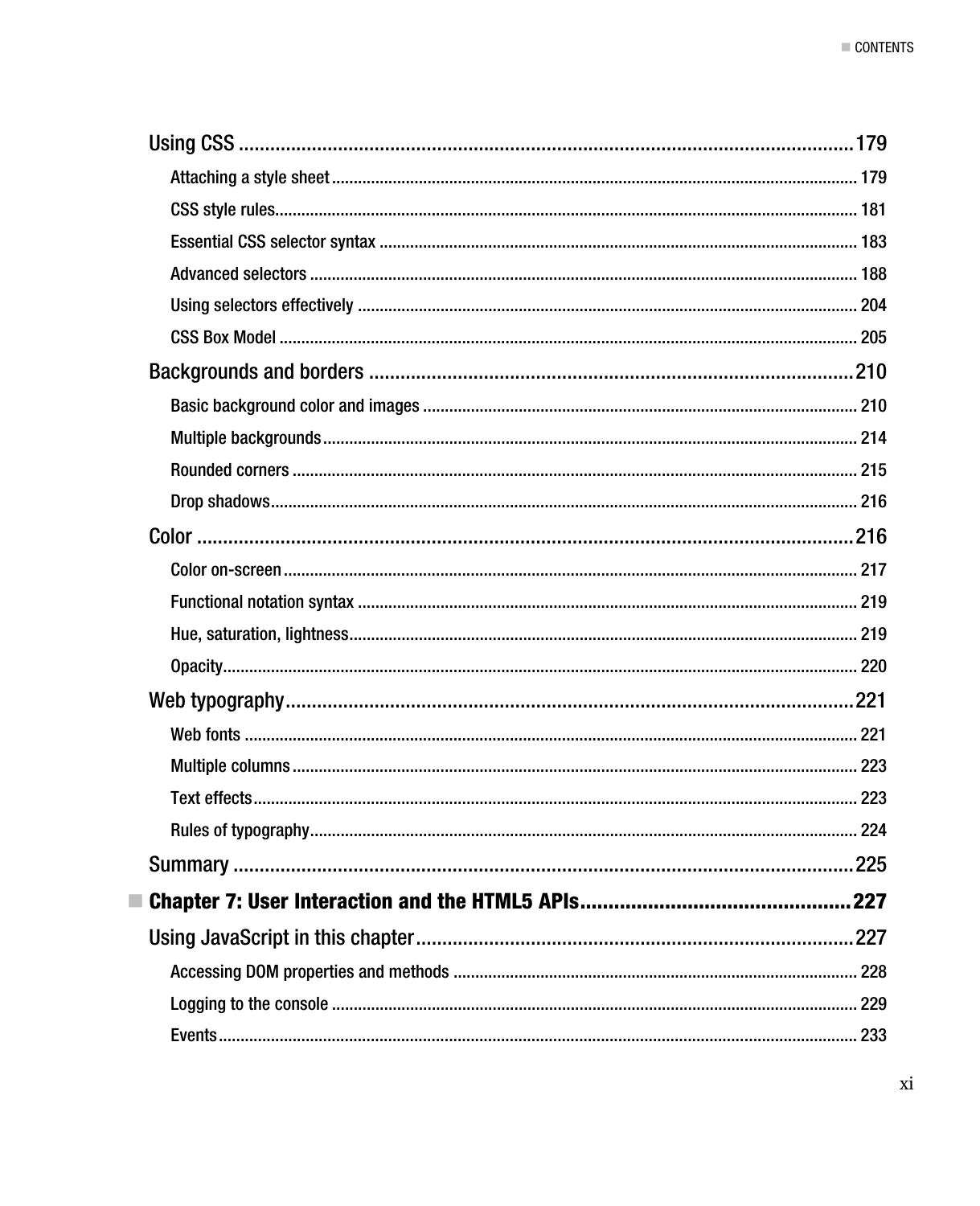Using CSS ........................................................................................................179

Attaching a style sheet ........................................................................................................ 179

CSS style rules.................................................................................................................... 181

Essential CSS selector syntax ............................................................................................ 183

Advanced selectors ............................................................................................................ 188

Using selectors effectively ................................................................................................. 204

CSS Box Model ................................................................................................................... 205

Backgrounds and borders ............................................................................210

Basic background color and images .................................................................................. 210

Multiple backgrounds ......................................................................................................... 214

Rounded corners ................................................................................................................ 215

Drop shadows..................................................................................................................... 216

Color ..............................................................................................................216

Color on-screen .................................................................................................................. 217

Functional notation syntax ................................................................................................. 219

Hue, saturation, lightness................................................................................................... 219

Opacity................................................................................................................................ 220

Web typography.............................................................................................221

Web fonts ........................................................................................................................... 221

Multiple columns ................................................................................................................ 223

Text effects......................................................................................................................... 223

Rules of typography............................................................................................................ 224

Summary ........................................................................................................225

**Chapter 7: User Interaction and the HTML5 APIs...............................................227**

Using JavaScript in this chapter....................................................................227

Accessing DOM properties and methods ............................................................................ 228

Logging to the console ....................................................................................................... 229

Events................................................................................................................................. 233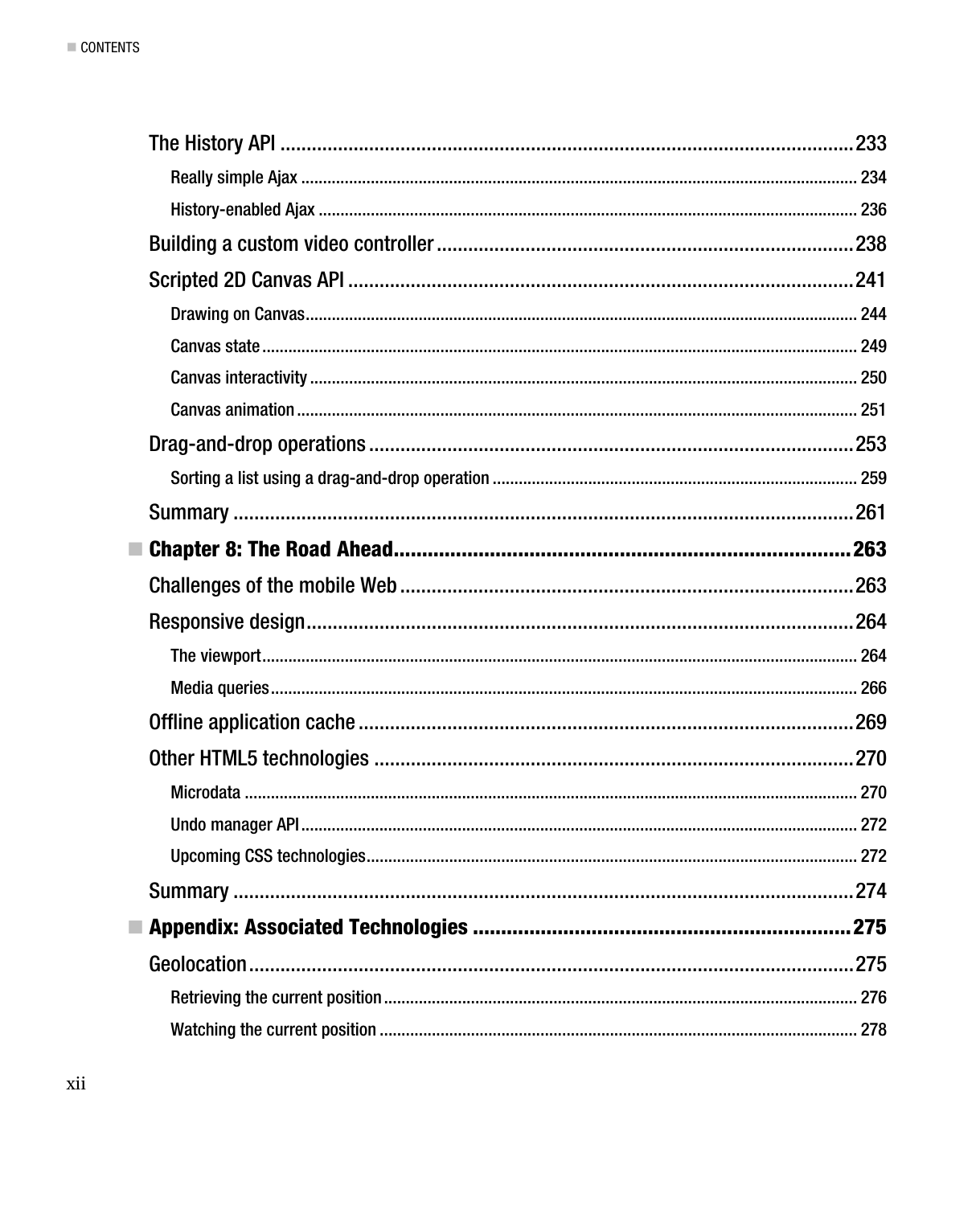The History API ....................................................................................................233

Really simple Ajax ............................................................................................................ 234

History-enabled Ajax ......................................................................................................... 236

Building a custom video controller ...........................................................................238

Scripted 2D Canvas API ...........................................................................................241

Drawing on Canvas............................................................................................................ 244

Canvas state ..................................................................................................................... 249

Canvas interactivity .......................................................................................................... 250

Canvas animation .............................................................................................................. 251

Drag-and-drop operations ........................................................................................253

Sorting a list using a drag-and-drop operation ................................................................... 259

Summary .................................................................................................................261

**Chapter 8: The Road Ahead.........................................................................263**

Challenges of the mobile Web ..................................................................................263

Responsive design....................................................................................................264

The viewport...................................................................................................................... 264

Media queries.................................................................................................................... 266

Offline application cache ..........................................................................................269

Other HTML5 technologies .......................................................................................270

Microdata .......................................................................................................................... 270

Undo manager API............................................................................................................. 272

Upcoming CSS technologies............................................................................................... 272

Summary .................................................................................................................274

**Appendix: Associated Technologies .........................................................275**

Geolocation..............................................................................................................275

Retrieving the current position ........................................................................................... 276

Watching the current position ............................................................................................ 278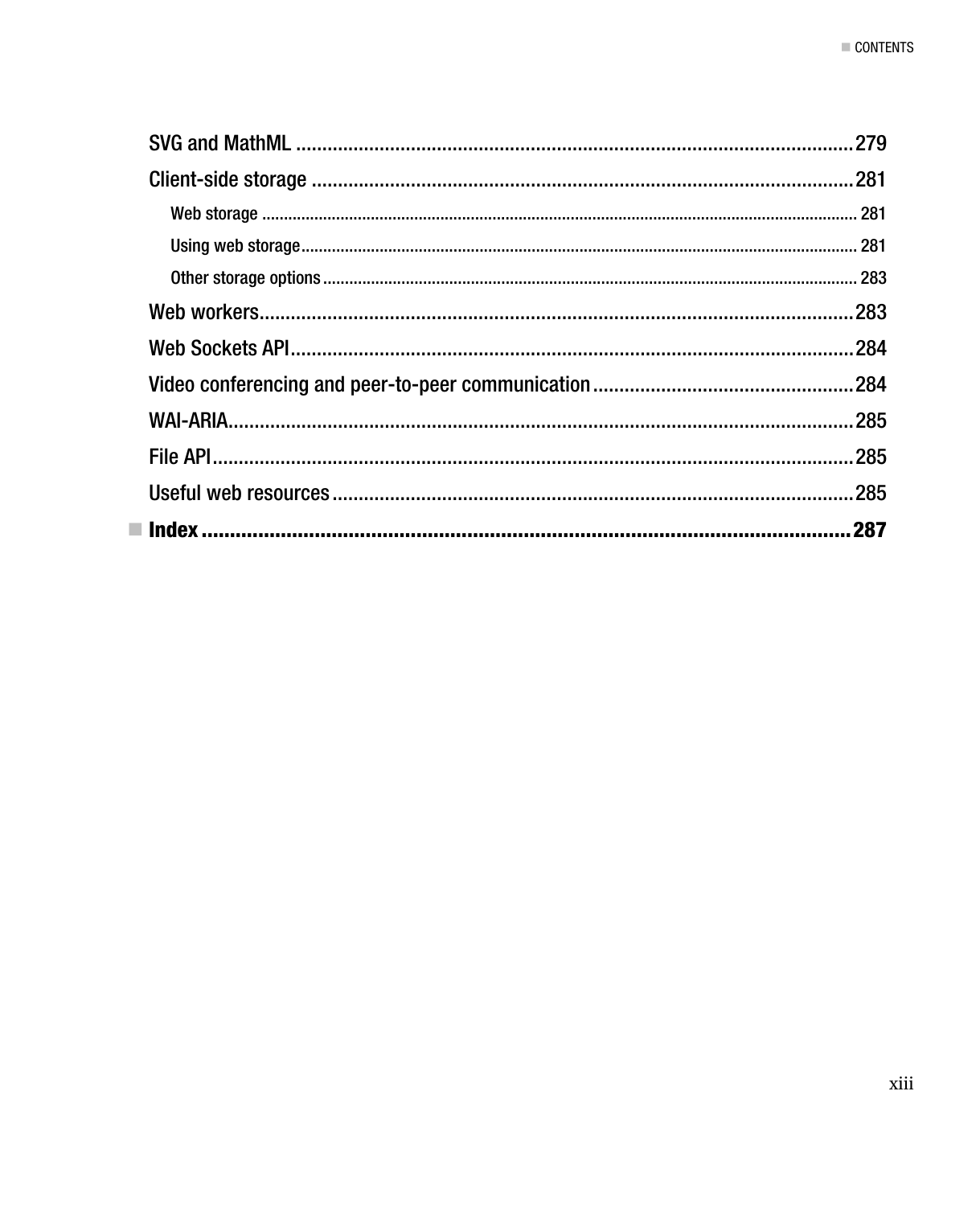SVG and MathML ........................................................................................................279

Client-side storage ....................................................................................................281

Web storage ..................................................................................................................... 281

Using web storage............................................................................................................ 281

Other storage options ....................................................................................................... 283

Web workers..............................................................................................................283

Web Sockets API........................................................................................................284

Video conferencing and peer-to-peer communication ................................................284

WAI-ARIA....................................................................................................................285

File API.......................................................................................................................285

Useful web resources ................................................................................................285

■ **Index ....................................................................................................................287**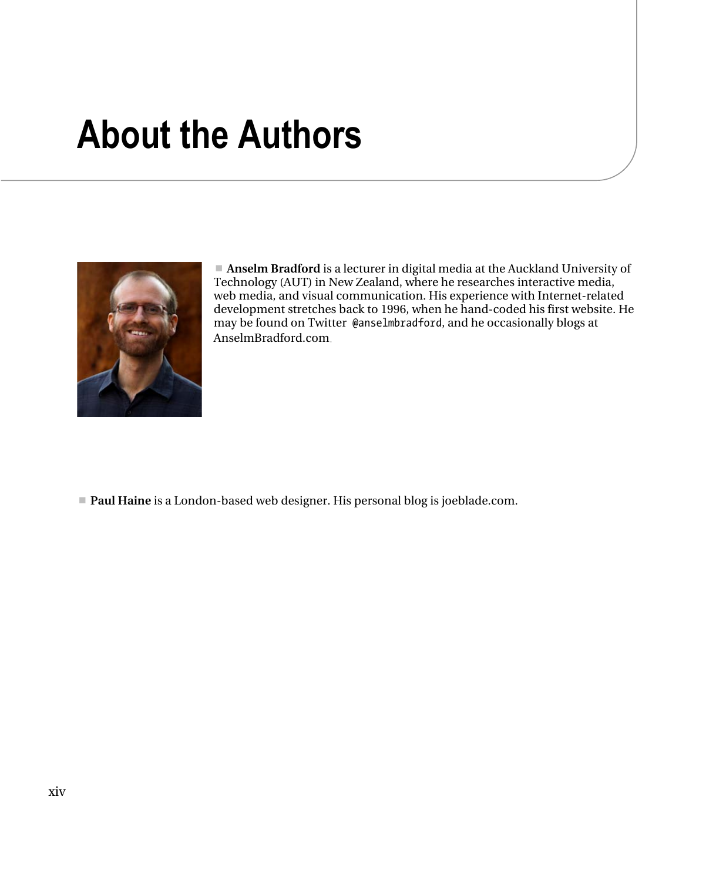# About the Authors

■ **Anselm Bradford** is a lecturer in digital media at the Auckland University of Technology (AUT) in New Zealand, where he researches interactive media, web media, and visual communication. His experience with Internet-related development stretches back to 1996, when he hand-coded his first website. He may be found on Twitter `@anselmbradford`, and he occasionally blogs at AnselmBradford.com.

■ **Paul Haine** is a London-based web designer. His personal blog is joeblade.com.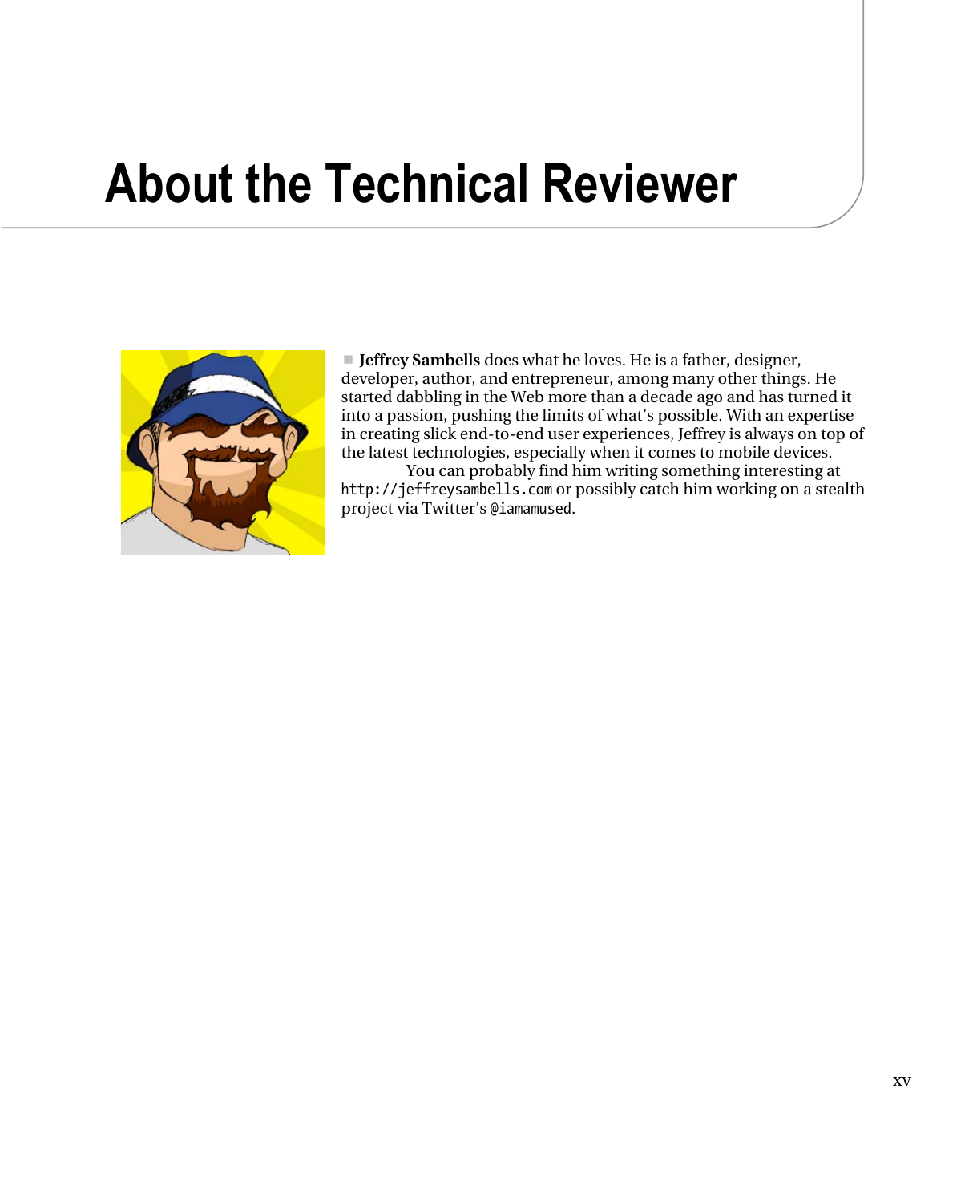# About the Technical Reviewer

■ **Jeffrey Sambells** does what he loves. He is a father, designer, developer, author, and entrepreneur, among many other things. He started dabbling in the Web more than a decade ago and has turned it into a passion, pushing the limits of what's possible. With an expertise in creating slick end-to-end user experiences, Jeffrey is always on top of the latest technologies, especially when it comes to mobile devices.

You can probably find him writing something interesting at `http://jeffreysambells.com` or possibly catch him working on a stealth project via Twitter's `@iamamused`.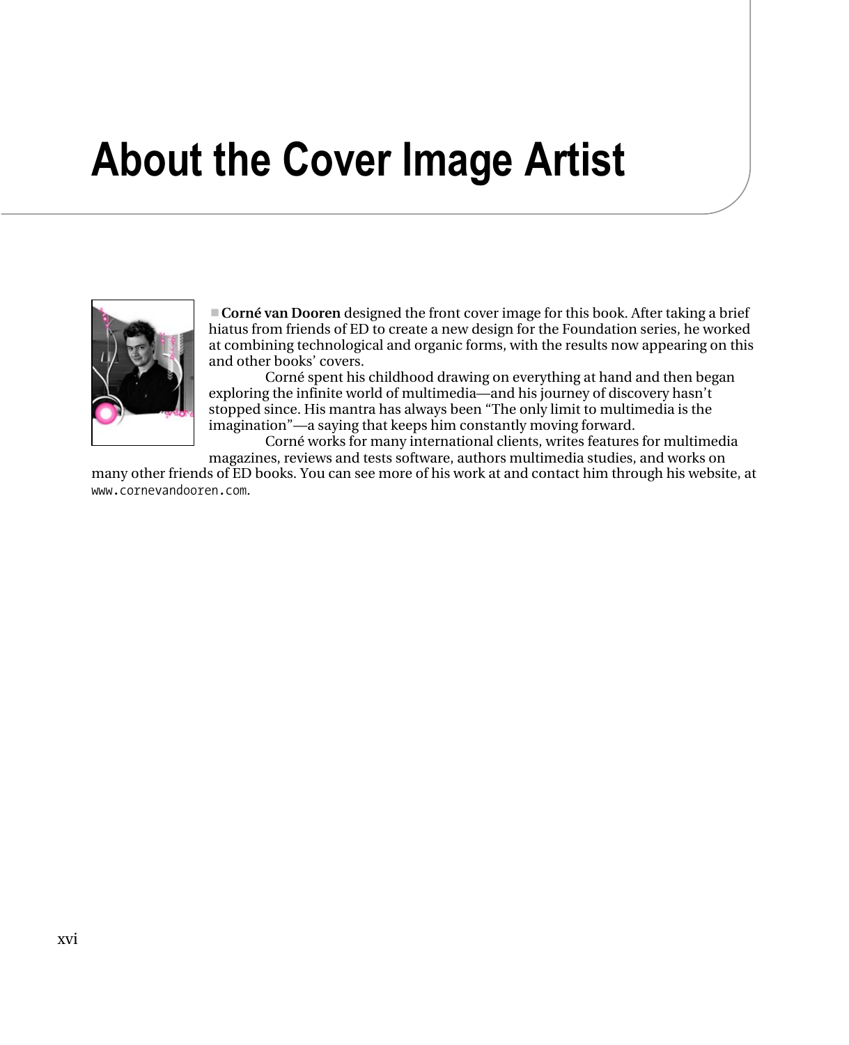# About the Cover Image Artist

■ **Corné van Dooren** designed the front cover image for this book. After taking a brief hiatus from friends of ED to create a new design for the Foundation series, he worked at combining technological and organic forms, with the results now appearing on this and other books' covers.

Corné spent his childhood drawing on everything at hand and then began exploring the infinite world of multimedia—and his journey of discovery hasn't stopped since. His mantra has always been "The only limit to multimedia is the imagination"—a saying that keeps him constantly moving forward.

Corné works for many international clients, writes features for multimedia magazines, reviews and tests software, authors multimedia studies, and works on many other friends of ED books. You can see more of his work at and contact him through his website, at `www.cornevandooren.com`.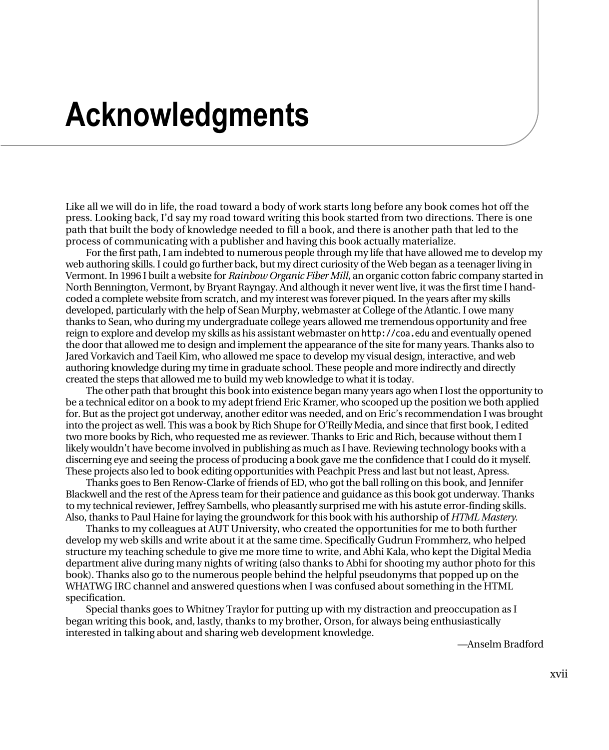# Acknowledgments

Like all we will do in life, the road toward a body of work starts long before any book comes hot off the press. Looking back, I'd say my road toward writing this book started from two directions. There is one path that built the body of knowledge needed to fill a book, and there is another path that led to the process of communicating with a publisher and having this book actually materialize.

For the first path, I am indebted to numerous people through my life that have allowed me to develop my web authoring skills. I could go further back, but my direct curiosity of the Web began as a teenager living in Vermont. In 1996 I built a website for *Rainbow Organic Fiber Mill*, an organic cotton fabric company started in North Bennington, Vermont, by Bryant Rayngay. And although it never went live, it was the first time I hand-coded a complete website from scratch, and my interest was forever piqued. In the years after my skills developed, particularly with the help of Sean Murphy, webmaster at College of the Atlantic. I owe many thanks to Sean, who during my undergraduate college years allowed me tremendous opportunity and free reign to explore and develop my skills as his assistant webmaster on `http://coa.edu` and eventually opened the door that allowed me to design and implement the appearance of the site for many years. Thanks also to Jared Vorkavich and Taeil Kim, who allowed me space to develop my visual design, interactive, and web authoring knowledge during my time in graduate school. These people and more indirectly and directly created the steps that allowed me to build my web knowledge to what it is today.

The other path that brought this book into existence began many years ago when I lost the opportunity to be a technical editor on a book to my adept friend Eric Kramer, who scooped up the position we both applied for. But as the project got underway, another editor was needed, and on Eric's recommendation I was brought into the project as well. This was a book by Rich Shupe for O'Reilly Media, and since that first book, I edited two more books by Rich, who requested me as reviewer. Thanks to Eric and Rich, because without them I likely wouldn't have become involved in publishing as much as I have. Reviewing technology books with a discerning eye and seeing the process of producing a book gave me the confidence that I could do it myself. These projects also led to book editing opportunities with Peachpit Press and last but not least, Apress.

Thanks goes to Ben Renow-Clarke of friends of ED, who got the ball rolling on this book, and Jennifer Blackwell and the rest of the Apress team for their patience and guidance as this book got underway. Thanks to my technical reviewer, Jeffrey Sambells, who pleasantly surprised me with his astute error-finding skills. Also, thanks to Paul Haine for laying the groundwork for this book with his authorship of *HTML Mastery*.

Thanks to my colleagues at AUT University, who created the opportunities for me to both further develop my web skills and write about it at the same time. Specifically Gudrun Frommherz, who helped structure my teaching schedule to give me more time to write, and Abhi Kala, who kept the Digital Media department alive during many nights of writing (also thanks to Abhi for shooting my author photo for this book). Thanks also go to the numerous people behind the helpful pseudonyms that popped up on the WHATWG IRC channel and answered questions when I was confused about something in the HTML specification.

Special thanks goes to Whitney Traylor for putting up with my distraction and preoccupation as I began writing this book, and, lastly, thanks to my brother, Orson, for always being enthusiastically interested in talking about and sharing web development knowledge.

—Anselm Bradford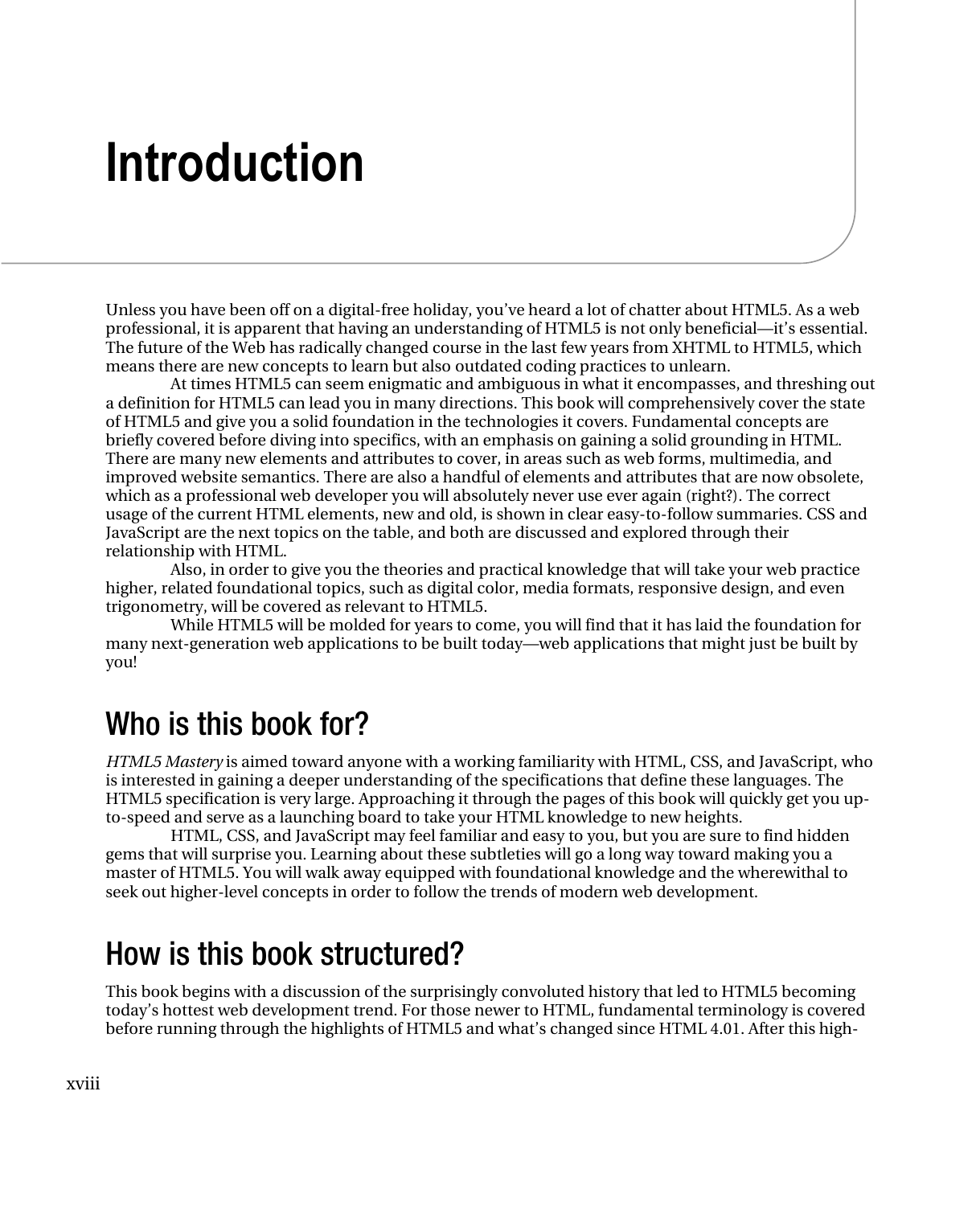# Introduction

Unless you have been off on a digital-free holiday, you've heard a lot of chatter about HTML5. As a web professional, it is apparent that having an understanding of HTML5 is not only beneficial—it's essential. The future of the Web has radically changed course in the last few years from XHTML to HTML5, which means there are new concepts to learn but also outdated coding practices to unlearn.

At times HTML5 can seem enigmatic and ambiguous in what it encompasses, and threshing out a definition for HTML5 can lead you in many directions. This book will comprehensively cover the state of HTML5 and give you a solid foundation in the technologies it covers. Fundamental concepts are briefly covered before diving into specifics, with an emphasis on gaining a solid grounding in HTML. There are many new elements and attributes to cover, in areas such as web forms, multimedia, and improved website semantics. There are also a handful of elements and attributes that are now obsolete, which as a professional web developer you will absolutely never use ever again (right?). The correct usage of the current HTML elements, new and old, is shown in clear easy-to-follow summaries. CSS and JavaScript are the next topics on the table, and both are discussed and explored through their relationship with HTML.

Also, in order to give you the theories and practical knowledge that will take your web practice higher, related foundational topics, such as digital color, media formats, responsive design, and even trigonometry, will be covered as relevant to HTML5.

While HTML5 will be molded for years to come, you will find that it has laid the foundation for many next-generation web applications to be built today—web applications that might just be built by you!

## Who is this book for?

*HTML5 Mastery* is aimed toward anyone with a working familiarity with HTML, CSS, and JavaScript, who is interested in gaining a deeper understanding of the specifications that define these languages. The HTML5 specification is very large. Approaching it through the pages of this book will quickly get you up-to-speed and serve as a launching board to take your HTML knowledge to new heights.

HTML, CSS, and JavaScript may feel familiar and easy to you, but you are sure to find hidden gems that will surprise you. Learning about these subtleties will go a long way toward making you a master of HTML5. You will walk away equipped with foundational knowledge and the wherewithal to seek out higher-level concepts in order to follow the trends of modern web development.

## How is this book structured?

This book begins with a discussion of the surprisingly convoluted history that led to HTML5 becoming today's hottest web development trend. For those newer to HTML, fundamental terminology is covered before running through the highlights of HTML5 and what's changed since HTML 4.01. After this high-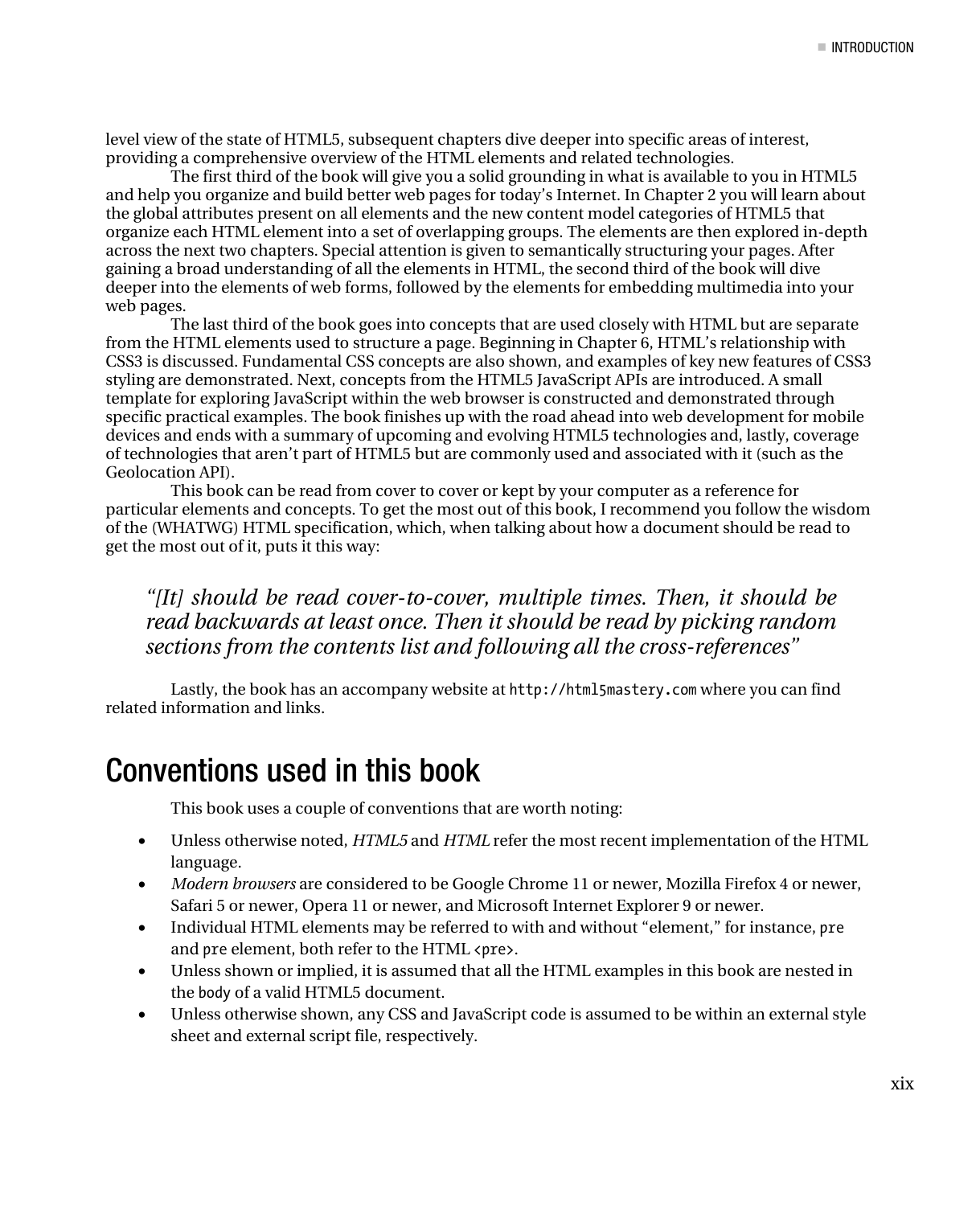level view of the state of HTML5, subsequent chapters dive deeper into specific areas of interest, providing a comprehensive overview of the HTML elements and related technologies.

The first third of the book will give you a solid grounding in what is available to you in HTML5 and help you organize and build better web pages for today's Internet. In Chapter 2 you will learn about the global attributes present on all elements and the new content model categories of HTML5 that organize each HTML element into a set of overlapping groups. The elements are then explored in-depth across the next two chapters. Special attention is given to semantically structuring your pages. After gaining a broad understanding of all the elements in HTML, the second third of the book will dive deeper into the elements of web forms, followed by the elements for embedding multimedia into your web pages.

The last third of the book goes into concepts that are used closely with HTML but are separate from the HTML elements used to structure a page. Beginning in Chapter 6, HTML's relationship with CSS3 is discussed. Fundamental CSS concepts are also shown, and examples of key new features of CSS3 styling are demonstrated. Next, concepts from the HTML5 JavaScript APIs are introduced. A small template for exploring JavaScript within the web browser is constructed and demonstrated through specific practical examples. The book finishes up with the road ahead into web development for mobile devices and ends with a summary of upcoming and evolving HTML5 technologies and, lastly, coverage of technologies that aren't part of HTML5 but are commonly used and associated with it (such as the Geolocation API).

This book can be read from cover to cover or kept by your computer as a reference for particular elements and concepts. To get the most out of this book, I recommend you follow the wisdom of the (WHATWG) HTML specification, which, when talking about how a document should be read to get the most out of it, puts it this way:

> *"[It] should be read cover-to-cover, multiple times. Then, it should be read backwards at least once. Then it should be read by picking random sections from the contents list and following all the cross-references"*

Lastly, the book has an accompany website at `http://html5mastery.com` where you can find related information and links.

## Conventions used in this book

This book uses a couple of conventions that are worth noting:

- Unless otherwise noted, *HTML5* and *HTML* refer the most recent implementation of the HTML language.
- *Modern browsers* are considered to be Google Chrome 11 or newer, Mozilla Firefox 4 or newer, Safari 5 or newer, Opera 11 or newer, and Microsoft Internet Explorer 9 or newer.
- Individual HTML elements may be referred to with and without "element," for instance, `pre` and `pre` element, both refer to the HTML `<pre>`.
- Unless shown or implied, it is assumed that all the HTML examples in this book are nested in the `body` of a valid HTML5 document.
- Unless otherwise shown, any CSS and JavaScript code is assumed to be within an external style sheet and external script file, respectively.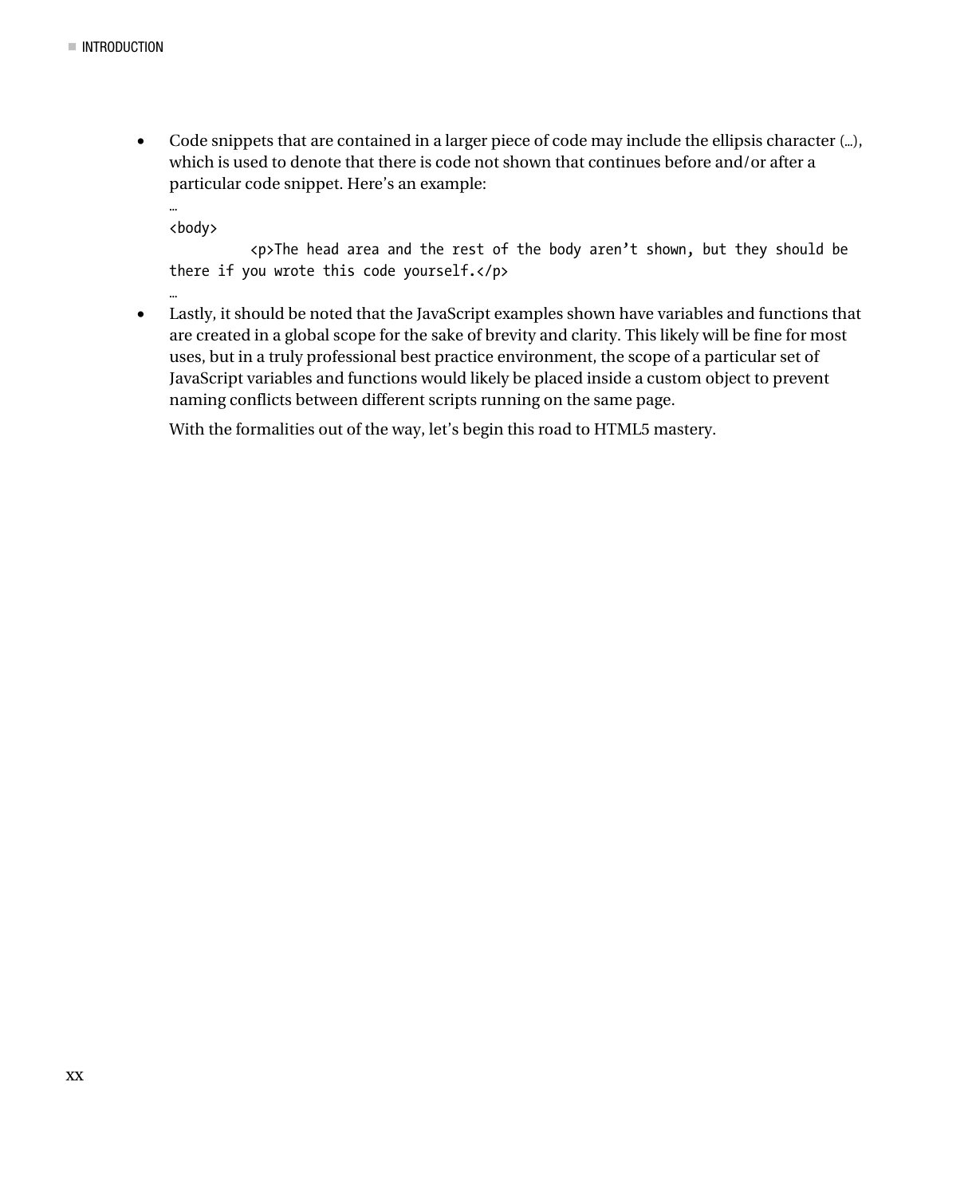- Code snippets that are contained in a larger piece of code may include the ellipsis character (…), which is used to denote that there is code not shown that continues before and/or after a particular code snippet. Here's an example:

```
…
<body>
        <p>The head area and the rest of the body aren't shown, but they should be
there if you wrote this code yourself.</p>
…
```

- Lastly, it should be noted that the JavaScript examples shown have variables and functions that are created in a global scope for the sake of brevity and clarity. This likely will be fine for most uses, but in a truly professional best practice environment, the scope of a particular set of JavaScript variables and functions would likely be placed inside a custom object to prevent naming conflicts between different scripts running on the same page.

  With the formalities out of the way, let's begin this road to HTML5 mastery.